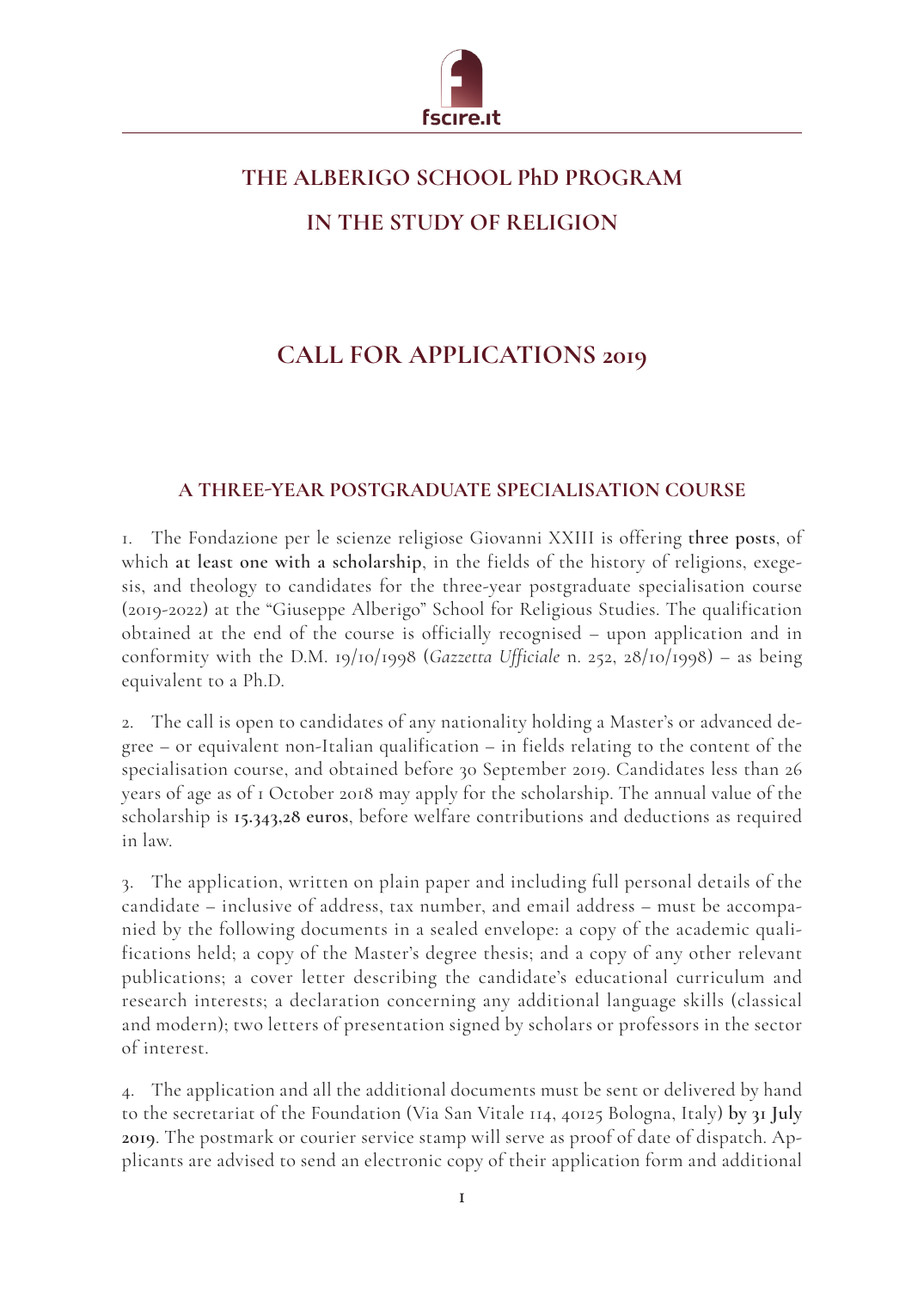# THE ALBERIGO SCHOOL PhD PROGRAM

# IN THE STUDY OF RELIGION

## CALL FOR APPLICATIONS 2019

### A THREE-YEAR POSTGRADUATE SPECIALISATION COURSE

1. The Fondazione per le scienze religiose Giovanni XXIII is offering **three posts**, of which **at least one with a scholarship**, in the fields of the history of religions, exegesis, and theology to candidates for the three-year postgraduate specialisation course (2019-2022) at the "Giuseppe Alberigo" School for Religious Studies. The qualification obtained at the end of the course is officially recognised – upon application and in conformity with the D.M. 19/10/1998 (*Gazzetta Ufficiale* n. 252, 28/10/1998) – as being equivalent to a Ph.D.

2. The call is open to candidates of any nationality holding a Master's or advanced degree – or equivalent non-Italian qualification – in fields relating to the content of the specialisation course, and obtained before 30 September 2019. Candidates less than 26 years of age as of 1 October 2018 may apply for the scholarship. The annual value of the scholarship is **15.343,28 euros**, before welfare contributions and deductions as required in law.

3. The application, written on plain paper and including full personal details of the candidate – inclusive of address, tax number, and email address – must be accompanied by the following documents in a sealed envelope: a copy of the academic qualifications held; a copy of the Master's degree thesis; and a copy of any other relevant publications; a cover letter describing the candidate's educational curriculum and research interests; a declaration concerning any additional language skills (classical and modern); two letters of presentation signed by scholars or professors in the sector of interest.

4. The application and all the additional documents must be sent or delivered by hand to the secretariat of the Foundation (Via San Vitale 114, 40125 Bologna, Italy) **by 31 July 2019**. The postmark or courier service stamp will serve as proof of date of dispatch. Applicants are advised to send an electronic copy of their application form and additional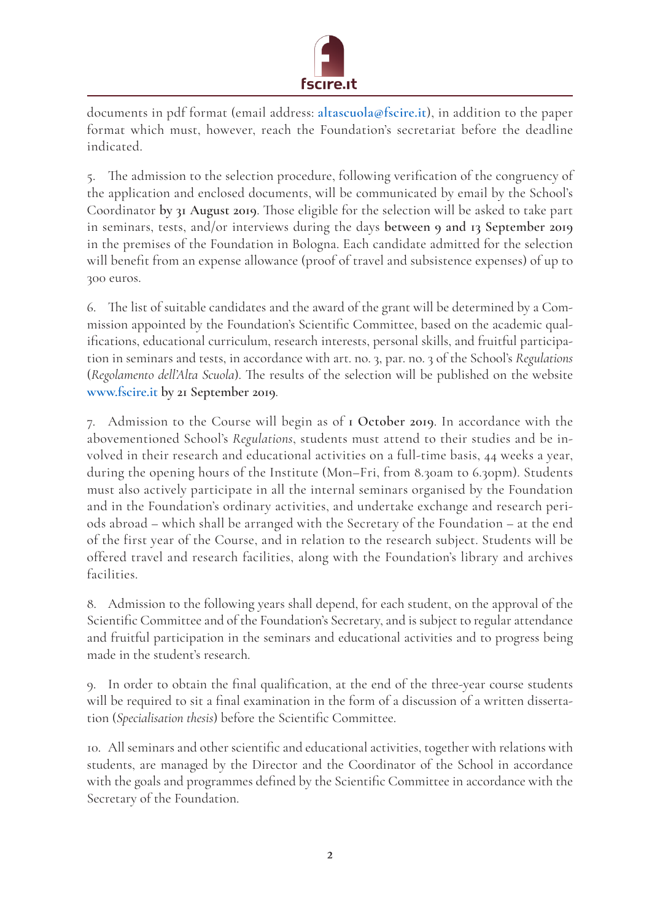documents in pdf format (email address: altascuola@fscire.it), in addition to the paper format which must, however, reach the Foundation's secretariat before the deadline indicated.

5. The admission to the selection procedure, following verification of the congruency of the application and enclosed documents, will be communicated by email by the School's Coordinator **by 31 August 2019**. Those eligible for the selection will be asked to take part in seminars, tests, and/or interviews during the days **between 9 and 13 September 2019** in the premises of the Foundation in Bologna. Each candidate admitted for the selection will benefit from an expense allowance (proof of travel and subsistence expenses) of up to 300 euros.

6. The list of suitable candidates and the award of the grant will be determined by a Commission appointed by the Foundation's Scientific Committee, based on the academic qualifications, educational curriculum, research interests, personal skills, and fruitful participation in seminars and tests, in accordance with art. no. 3, par. no. 3 of the School's *Regulations* (*Regolamento dell'Alta Scuola*). The results of the selection will be published on the website www.fscire.it **by 21 September 2019**.

7. Admission to the Course will begin as of **1 October 2019**. In accordance with the abovementioned School's *Regulations*, students must attend to their studies and be involved in their research and educational activities on a full-time basis, 44 weeks a year, during the opening hours of the Institute (Mon–Fri, from 8.30am to 6.30pm). Students must also actively participate in all the internal seminars organised by the Foundation and in the Foundation's ordinary activities, and undertake exchange and research periods abroad – which shall be arranged with the Secretary of the Foundation – at the end of the first year of the Course, and in relation to the research subject. Students will be offered travel and research facilities, along with the Foundation's library and archives facilities.

8. Admission to the following years shall depend, for each student, on the approval of the Scientific Committee and of the Foundation's Secretary, and is subject to regular attendance and fruitful participation in the seminars and educational activities and to progress being made in the student's research.

9. In order to obtain the final qualification, at the end of the three-year course students will be required to sit a final examination in the form of a discussion of a written dissertation (*Specialisation thesis*) before the Scientific Committee.

10. All seminars and other scientific and educational activities, together with relations with students, are managed by the Director and the Coordinator of the School in accordance with the goals and programmes defined by the Scientific Committee in accordance with the Secretary of the Foundation.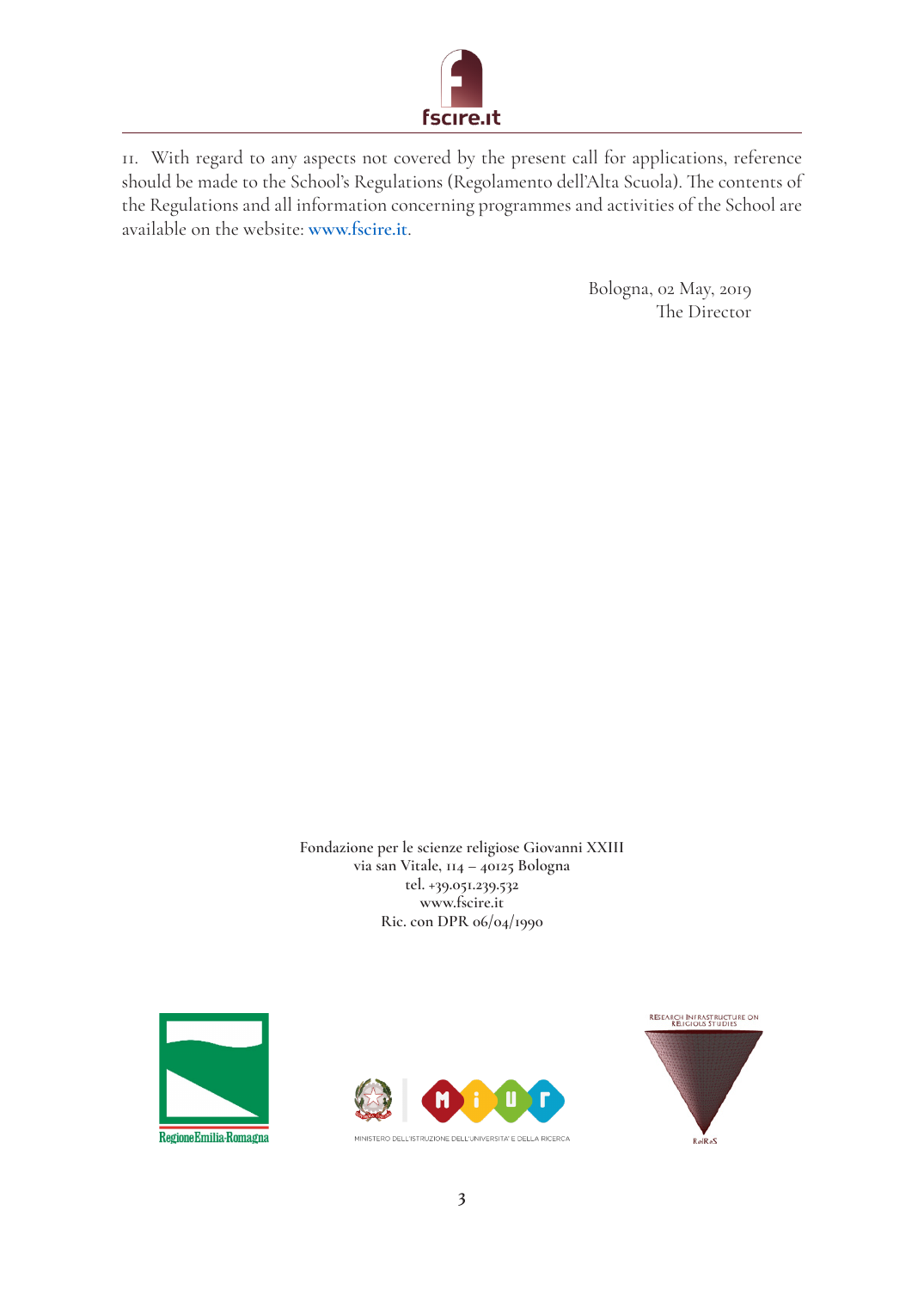11. With regard to any aspects not covered by the present call for applications, reference should be made to the School's Regulations (Regolamento dell'Alta Scuola). The contents of the Regulations and all information concerning programmes and activities of the School are available on the website: www.fscire.it.

Bologna, 02 May, 2019
The Director

Fondazione per le scienze religiose Giovanni XXIII
via san Vitale, 114 – 40125 Bologna
tel. +39.051.239.532
www.fscire.it
Ric. con DPR 06/04/1990

RegioneEmilia-Romagna

MINISTERO DELL'ISTRUZIONE DELL'UNIVERSITA' E DELLA RICERCA

RESEARCH INFRASTRUCTURE ON RELIGIOUS STUDIES

ReIReS